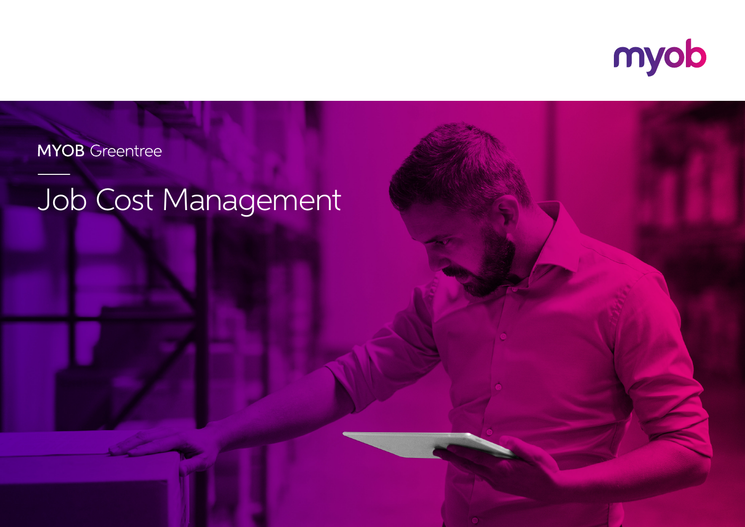myob

MYOB Greentree

# Job Cost Management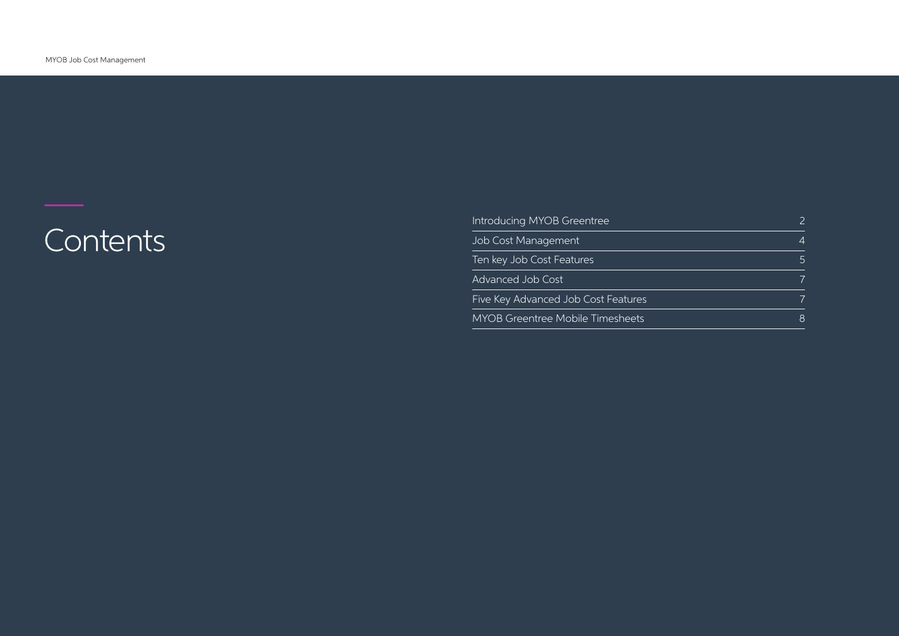# Contents

| | |
|---|---|
| Introducing MYOB Greentree | 2 |
| Job Cost Management | 4 |
| Ten key Job Cost Features | 5 |
| Advanced Job Cost | 7 |
| Five Key Advanced Job Cost Features | 7 |
| MYOB Greentree Mobile Timesheets | 8 |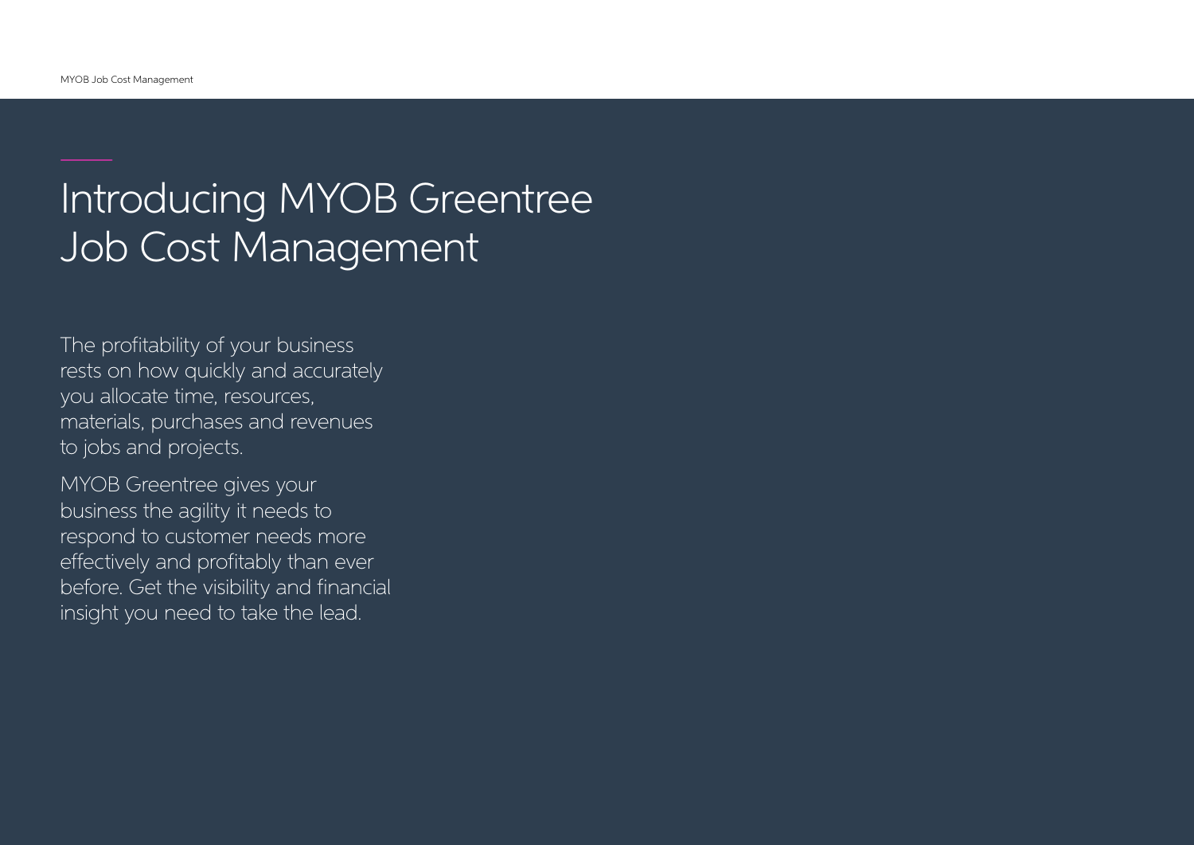# Introducing MYOB Greentree Job Cost Management

The profitability of your business rests on how quickly and accurately you allocate time, resources, materials, purchases and revenues to jobs and projects.

MYOB Greentree gives your business the agility it needs to respond to customer needs more effectively and profitably than ever before. Get the visibility and financial insight you need to take the lead.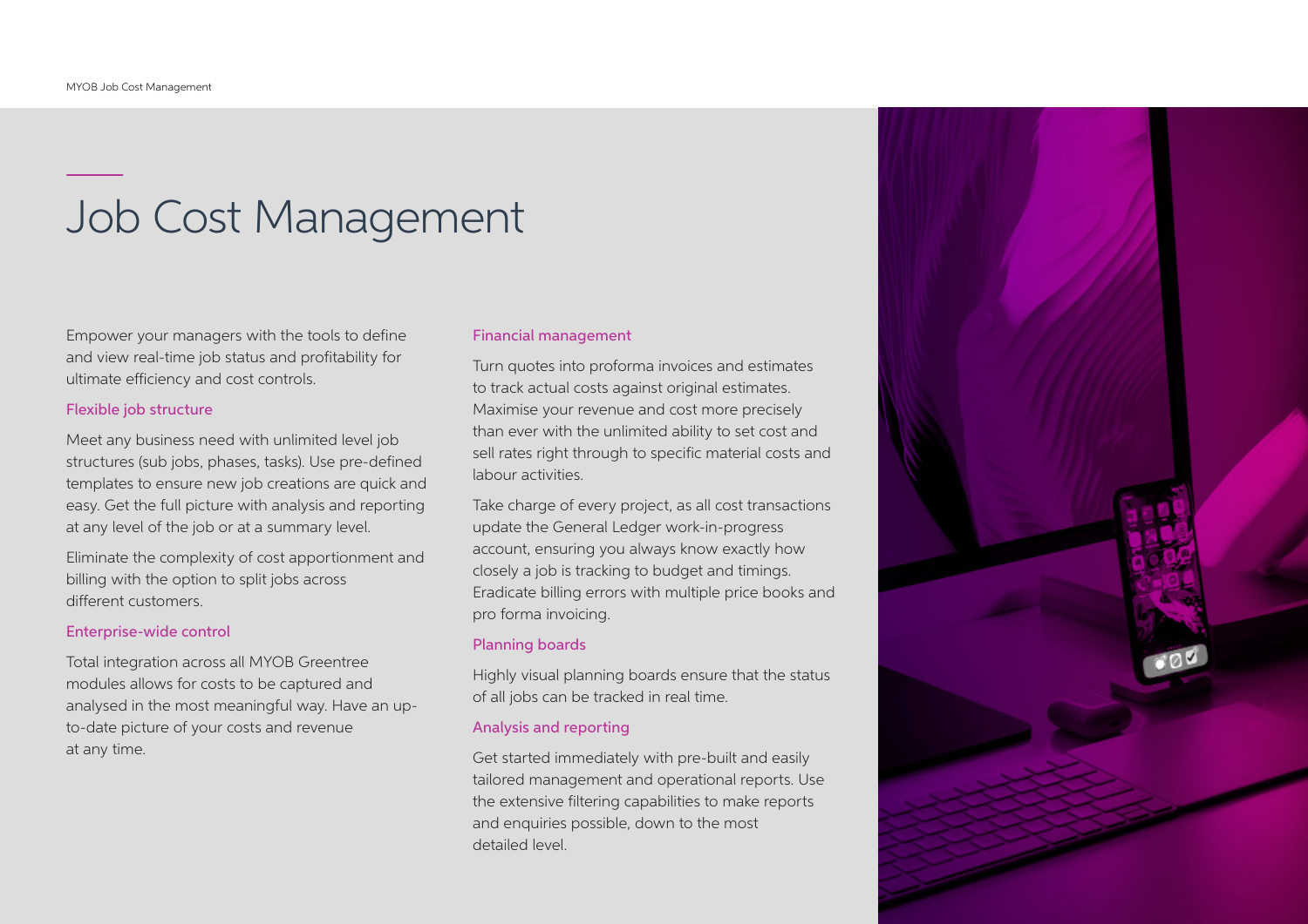# Job Cost Management

Empower your managers with the tools to define and view real-time job status and profitability for ultimate efficiency and cost controls.

## Flexible job structure

Meet any business need with unlimited level job structures (sub jobs, phases, tasks). Use pre-defined templates to ensure new job creations are quick and easy. Get the full picture with analysis and reporting at any level of the job or at a summary level.

Eliminate the complexity of cost apportionment and billing with the option to split jobs across different customers.

## Enterprise-wide control

Total integration across all MYOB Greentree modules allows for costs to be captured and analysed in the most meaningful way. Have an up-to-date picture of your costs and revenue at any time.

## Financial management

Turn quotes into proforma invoices and estimates to track actual costs against original estimates. Maximise your revenue and cost more precisely than ever with the unlimited ability to set cost and sell rates right through to specific material costs and labour activities.

Take charge of every project, as all cost transactions update the General Ledger work-in-progress account, ensuring you always know exactly how closely a job is tracking to budget and timings. Eradicate billing errors with multiple price books and pro forma invoicing.

## Planning boards

Highly visual planning boards ensure that the status of all jobs can be tracked in real time.

## Analysis and reporting

Get started immediately with pre-built and easily tailored management and operational reports. Use the extensive filtering capabilities to make reports and enquiries possible, down to the most detailed level.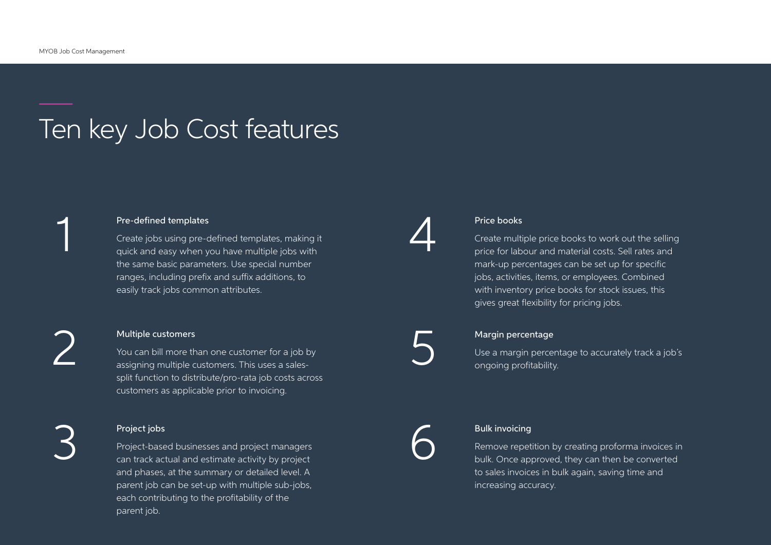# Ten key Job Cost features

## 1

### Pre-defined templates

Create jobs using pre-defined templates, making it quick and easy when you have multiple jobs with the same basic parameters. Use special number ranges, including prefix and suffix additions, to easily track jobs common attributes.

## 2

### Multiple customers

You can bill more than one customer for a job by assigning multiple customers. This uses a sales-split function to distribute/pro-rata job costs across customers as applicable prior to invoicing.

## 3

### Project jobs

Project-based businesses and project managers can track actual and estimate activity by project and phases, at the summary or detailed level. A parent job can be set-up with multiple sub-jobs, each contributing to the profitability of the parent job.

## 4

### Price books

Create multiple price books to work out the selling price for labour and material costs. Sell rates and mark-up percentages can be set up for specific jobs, activities, items, or employees. Combined with inventory price books for stock issues, this gives great flexibility for pricing jobs.

## 5

### Margin percentage

Use a margin percentage to accurately track a job's ongoing profitability.

## 6

### Bulk invoicing

Remove repetition by creating proforma invoices in bulk. Once approved, they can then be converted to sales invoices in bulk again, saving time and increasing accuracy.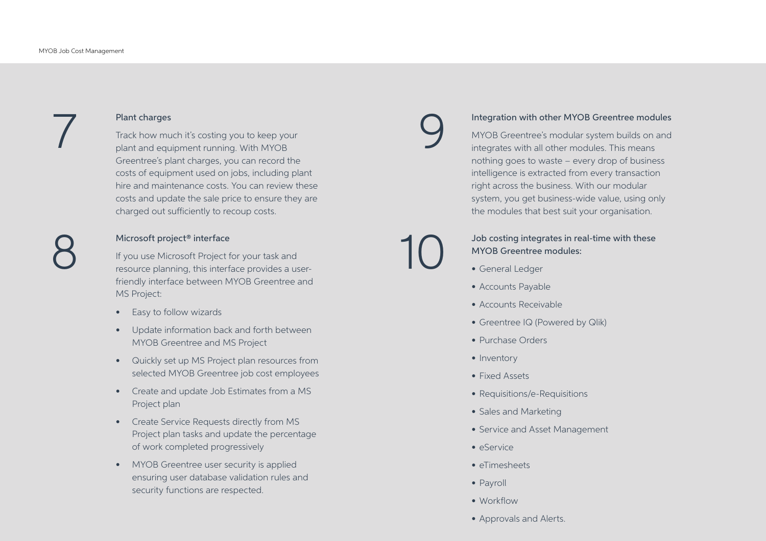## 7 Plant charges

Track how much it's costing you to keep your plant and equipment running. With MYOB Greentree's plant charges, you can record the costs of equipment used on jobs, including plant hire and maintenance costs. You can review these costs and update the sale price to ensure they are charged out sufficiently to recoup costs.

## 8 Microsoft project® interface

If you use Microsoft Project for your task and resource planning, this interface provides a user-friendly interface between MYOB Greentree and MS Project:

- Easy to follow wizards
- Update information back and forth between MYOB Greentree and MS Project
- Quickly set up MS Project plan resources from selected MYOB Greentree job cost employees
- Create and update Job Estimates from a MS Project plan
- Create Service Requests directly from MS Project plan tasks and update the percentage of work completed progressively
- MYOB Greentree user security is applied ensuring user database validation rules and security functions are respected.

## 9 Integration with other MYOB Greentree modules

MYOB Greentree's modular system builds on and integrates with all other modules. This means nothing goes to waste – every drop of business intelligence is extracted from every transaction right across the business. With our modular system, you get business-wide value, using only the modules that best suit your organisation.

## 10 Job costing integrates in real-time with these MYOB Greentree modules:

- General Ledger
- Accounts Payable
- Accounts Receivable
- Greentree IQ (Powered by Qlik)
- Purchase Orders
- Inventory
- Fixed Assets
- Requisitions/e-Requisitions
- Sales and Marketing
- Service and Asset Management
- eService
- eTimesheets
- Payroll
- Workflow
- Approvals and Alerts.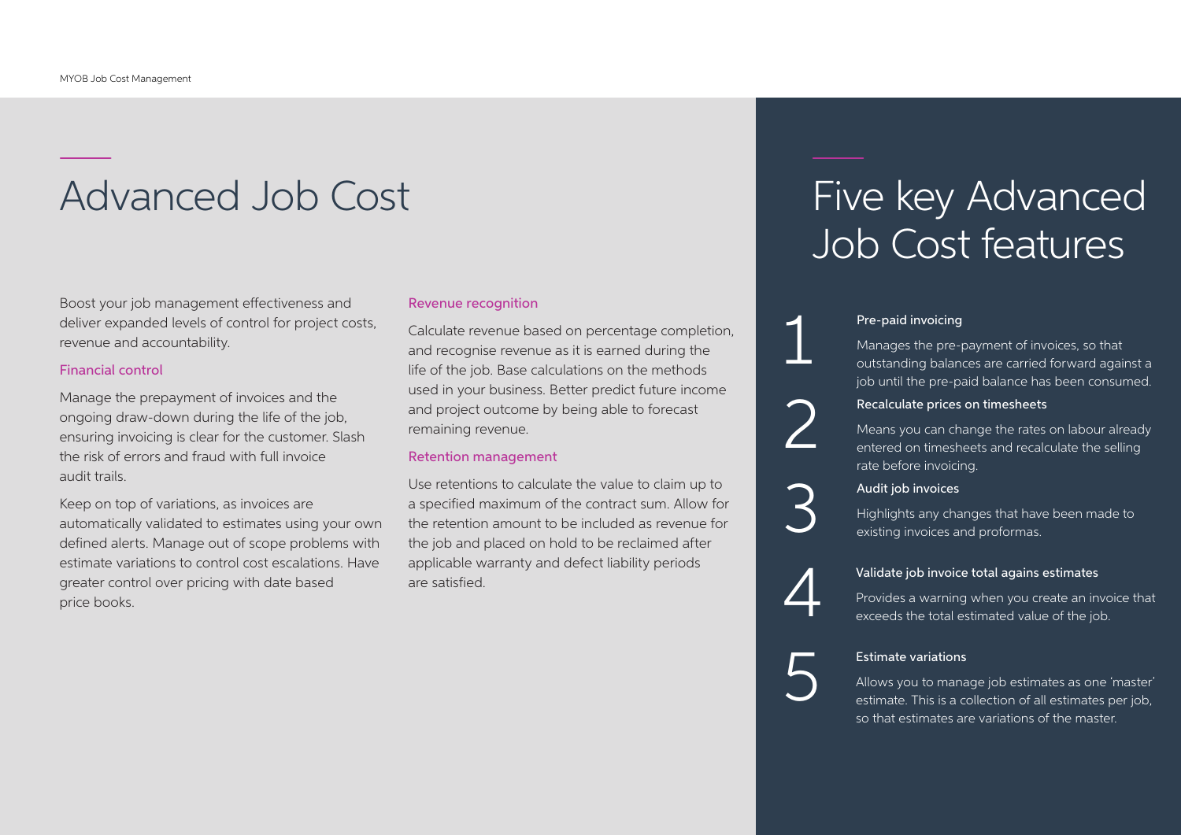# Advanced Job Cost

Boost your job management effectiveness and deliver expanded levels of control for project costs, revenue and accountability.

### Financial control

Manage the prepayment of invoices and the ongoing draw-down during the life of the job, ensuring invoicing is clear for the customer. Slash the risk of errors and fraud with full invoice audit trails.

Keep on top of variations, as invoices are automatically validated to estimates using your own defined alerts. Manage out of scope problems with estimate variations to control cost escalations. Have greater control over pricing with date based price books.

### Revenue recognition

Calculate revenue based on percentage completion, and recognise revenue as it is earned during the life of the job. Base calculations on the methods used in your business. Better predict future income and project outcome by being able to forecast remaining revenue.

### Retention management

Use retentions to calculate the value to claim up to a specified maximum of the contract sum. Allow for the retention amount to be included as revenue for the job and placed on hold to be reclaimed after applicable warranty and defect liability periods are satisfied.

# Five key Advanced Job Cost features

1. **Pre-paid invoicing**

   Manages the pre-payment of invoices, so that outstanding balances are carried forward against a job until the pre-paid balance has been consumed.

2. **Recalculate prices on timesheets**

   Means you can change the rates on labour already entered on timesheets and recalculate the selling rate before invoicing.

3. **Audit job invoices**

   Highlights any changes that have been made to existing invoices and proformas.

4. **Validate job invoice total agains estimates**

   Provides a warning when you create an invoice that exceeds the total estimated value of the job.

5. **Estimate variations**

   Allows you to manage job estimates as one 'master' estimate. This is a collection of all estimates per job, so that estimates are variations of the master.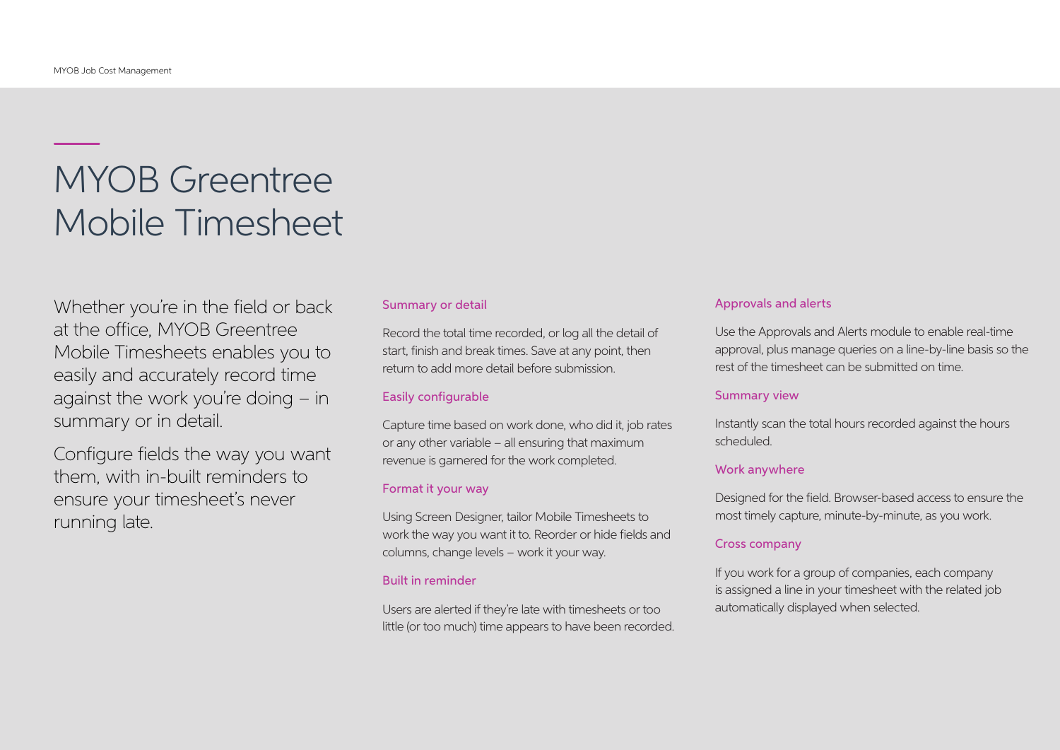# MYOB Greentree Mobile Timesheet

Whether you're in the field or back at the office, MYOB Greentree Mobile Timesheets enables you to easily and accurately record time against the work you're doing – in summary or in detail.

Configure fields the way you want them, with in-built reminders to ensure your timesheet's never running late.

### Summary or detail

Record the total time recorded, or log all the detail of start, finish and break times. Save at any point, then return to add more detail before submission.

### Easily configurable

Capture time based on work done, who did it, job rates or any other variable – all ensuring that maximum revenue is garnered for the work completed.

### Format it your way

Using Screen Designer, tailor Mobile Timesheets to work the way you want it to. Reorder or hide fields and columns, change levels – work it your way.

### Built in reminder

Users are alerted if they're late with timesheets or too little (or too much) time appears to have been recorded.

### Approvals and alerts

Use the Approvals and Alerts module to enable real-time approval, plus manage queries on a line-by-line basis so the rest of the timesheet can be submitted on time.

### Summary view

Instantly scan the total hours recorded against the hours scheduled.

### Work anywhere

Designed for the field. Browser-based access to ensure the most timely capture, minute-by-minute, as you work.

### Cross company

If you work for a group of companies, each company is assigned a line in your timesheet with the related job automatically displayed when selected.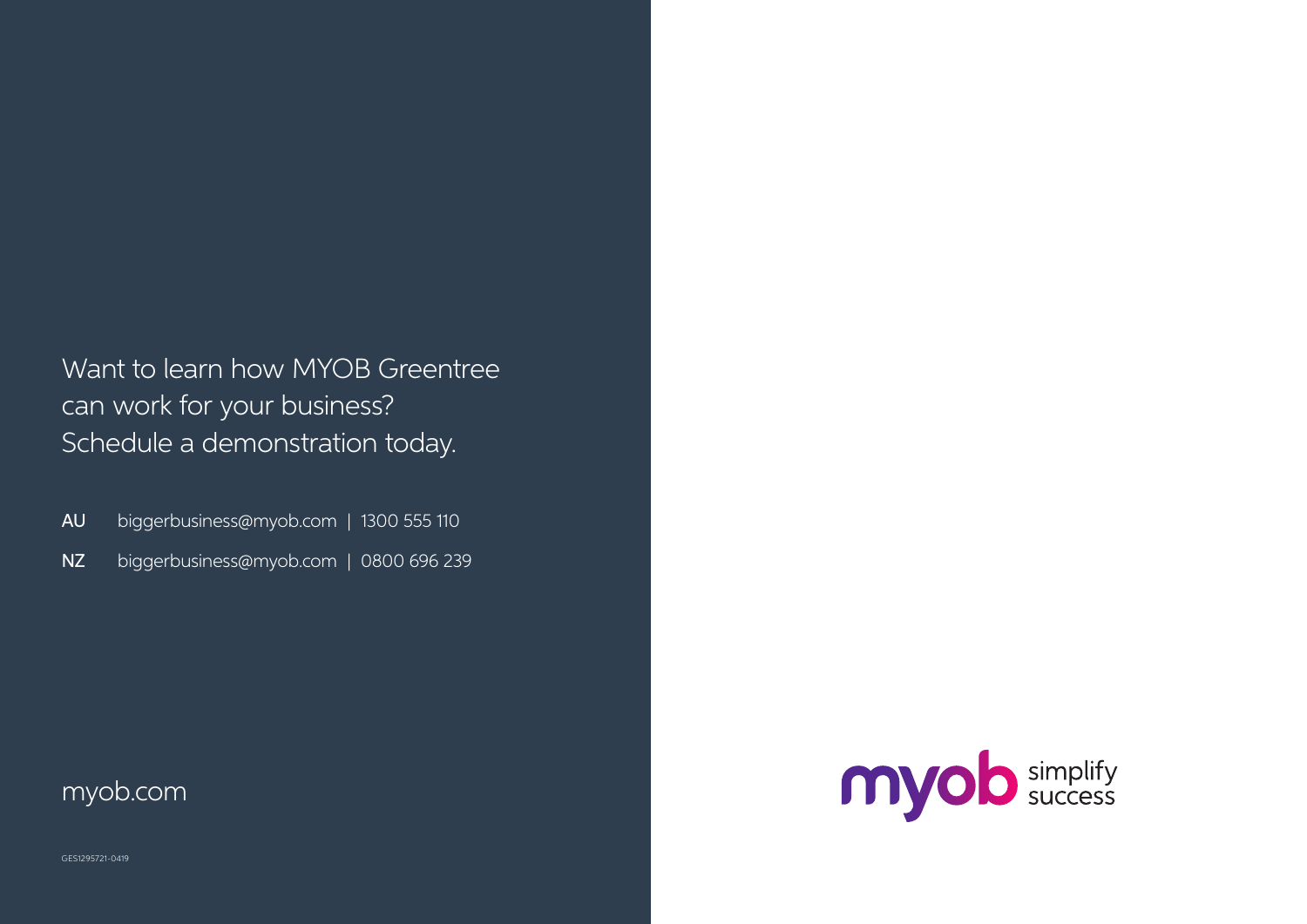Want to learn how MYOB Greentree can work for your business? Schedule a demonstration today.

**AU** biggerbusiness@myob.com | 1300 555 110

**NZ** biggerbusiness@myob.com | 0800 696 239

myob.com

GES1295721-0419

myob simplify success